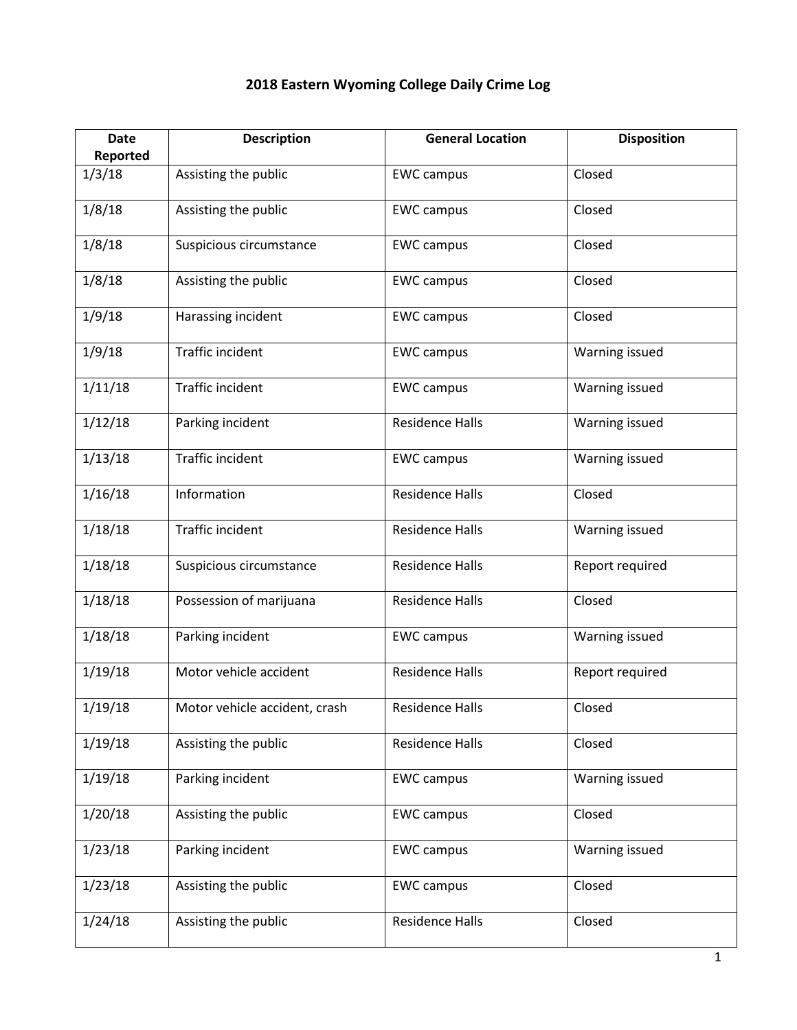# 2018 Eastern Wyoming College Daily Crime Log

| Date Reported | Description | General Location | Disposition |
|---|---|---|---|
| 1/3/18 | Assisting the public | EWC campus | Closed |
| 1/8/18 | Assisting the public | EWC campus | Closed |
| 1/8/18 | Suspicious circumstance | EWC campus | Closed |
| 1/8/18 | Assisting the public | EWC campus | Closed |
| 1/9/18 | Harassing incident | EWC campus | Closed |
| 1/9/18 | Traffic incident | EWC campus | Warning issued |
| 1/11/18 | Traffic incident | EWC campus | Warning issued |
| 1/12/18 | Parking incident | Residence Halls | Warning issued |
| 1/13/18 | Traffic incident | EWC campus | Warning issued |
| 1/16/18 | Information | Residence Halls | Closed |
| 1/18/18 | Traffic incident | Residence Halls | Warning issued |
| 1/18/18 | Suspicious circumstance | Residence Halls | Report required |
| 1/18/18 | Possession of marijuana | Residence Halls | Closed |
| 1/18/18 | Parking incident | EWC campus | Warning issued |
| 1/19/18 | Motor vehicle accident | Residence Halls | Report required |
| 1/19/18 | Motor vehicle accident, crash | Residence Halls | Closed |
| 1/19/18 | Assisting the public | Residence Halls | Closed |
| 1/19/18 | Parking incident | EWC campus | Warning issued |
| 1/20/18 | Assisting the public | EWC campus | Closed |
| 1/23/18 | Parking incident | EWC campus | Warning issued |
| 1/23/18 | Assisting the public | EWC campus | Closed |
| 1/24/18 | Assisting the public | Residence Halls | Closed |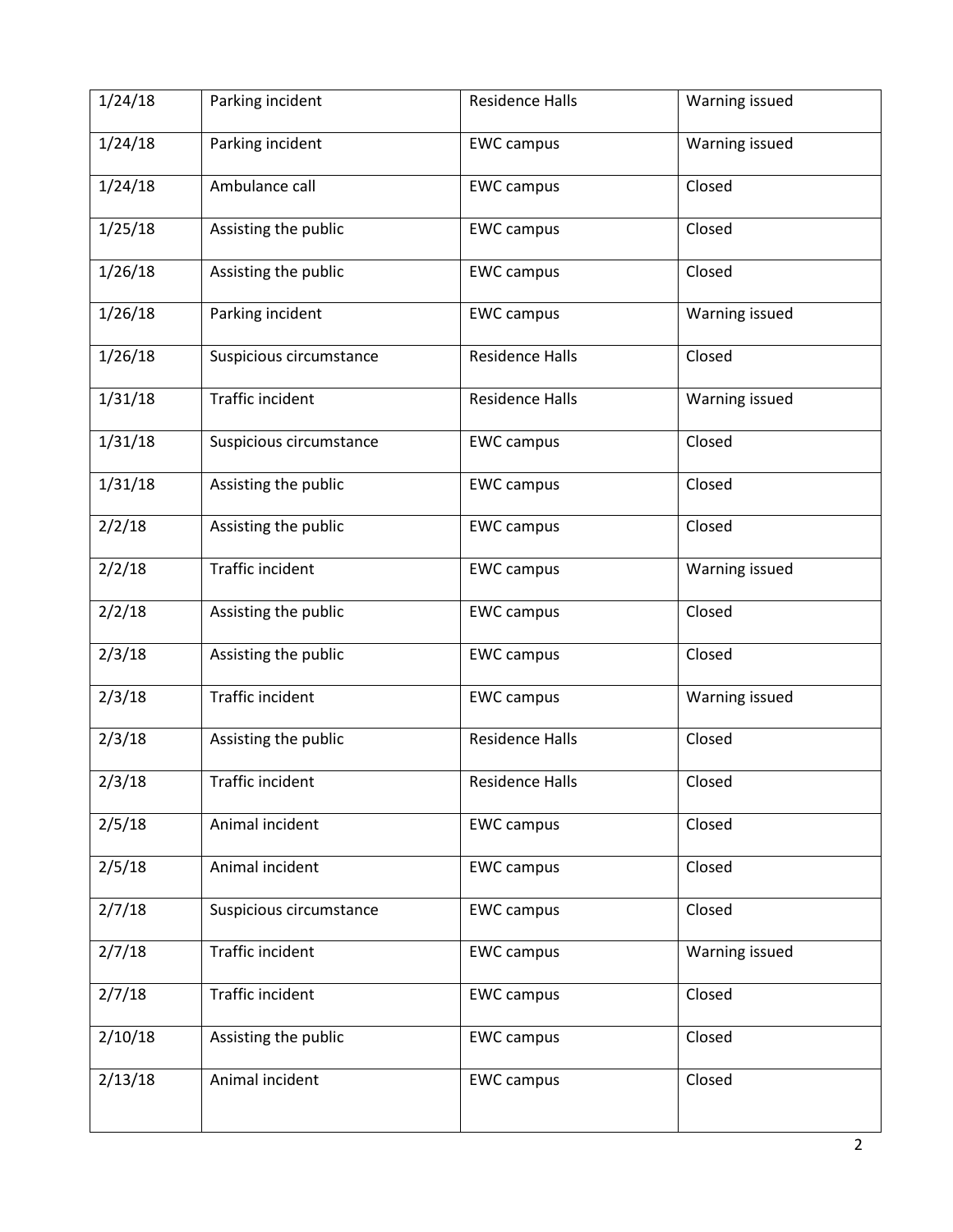| | | | |
|---|---|---|---|
| 1/24/18 | Parking incident | Residence Halls | Warning issued |
| 1/24/18 | Parking incident | EWC campus | Warning issued |
| 1/24/18 | Ambulance call | EWC campus | Closed |
| 1/25/18 | Assisting the public | EWC campus | Closed |
| 1/26/18 | Assisting the public | EWC campus | Closed |
| 1/26/18 | Parking incident | EWC campus | Warning issued |
| 1/26/18 | Suspicious circumstance | Residence Halls | Closed |
| 1/31/18 | Traffic incident | Residence Halls | Warning issued |
| 1/31/18 | Suspicious circumstance | EWC campus | Closed |
| 1/31/18 | Assisting the public | EWC campus | Closed |
| 2/2/18 | Assisting the public | EWC campus | Closed |
| 2/2/18 | Traffic incident | EWC campus | Warning issued |
| 2/2/18 | Assisting the public | EWC campus | Closed |
| 2/3/18 | Assisting the public | EWC campus | Closed |
| 2/3/18 | Traffic incident | EWC campus | Warning issued |
| 2/3/18 | Assisting the public | Residence Halls | Closed |
| 2/3/18 | Traffic incident | Residence Halls | Closed |
| 2/5/18 | Animal incident | EWC campus | Closed |
| 2/5/18 | Animal incident | EWC campus | Closed |
| 2/7/18 | Suspicious circumstance | EWC campus | Closed |
| 2/7/18 | Traffic incident | EWC campus | Warning issued |
| 2/7/18 | Traffic incident | EWC campus | Closed |
| 2/10/18 | Assisting the public | EWC campus | Closed |
| 2/13/18 | Animal incident | EWC campus | Closed |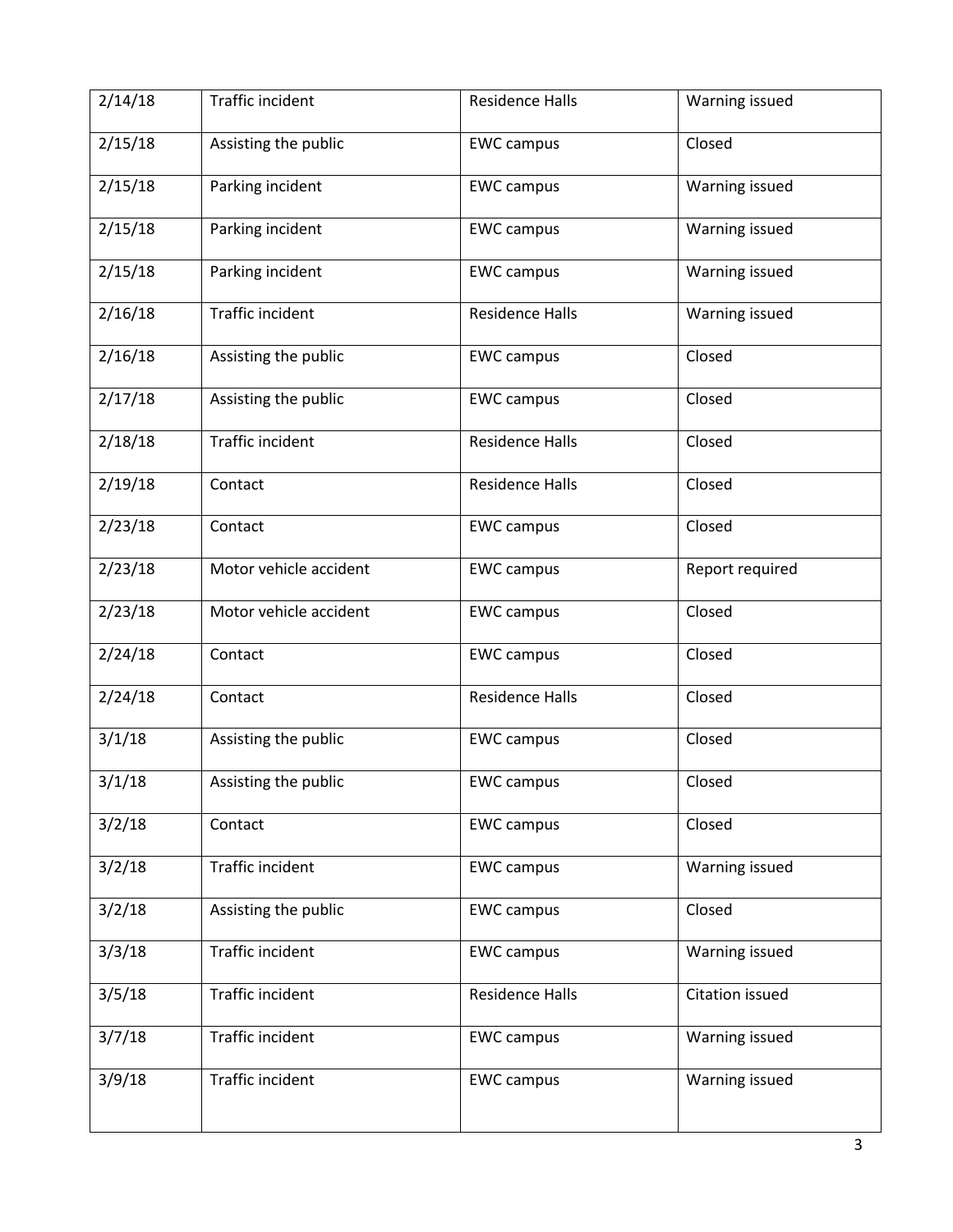| 2/14/18 | Traffic incident | Residence Halls | Warning issued |
|---|---|---|---|
| 2/15/18 | Assisting the public | EWC campus | Closed |
| 2/15/18 | Parking incident | EWC campus | Warning issued |
| 2/15/18 | Parking incident | EWC campus | Warning issued |
| 2/15/18 | Parking incident | EWC campus | Warning issued |
| 2/16/18 | Traffic incident | Residence Halls | Warning issued |
| 2/16/18 | Assisting the public | EWC campus | Closed |
| 2/17/18 | Assisting the public | EWC campus | Closed |
| 2/18/18 | Traffic incident | Residence Halls | Closed |
| 2/19/18 | Contact | Residence Halls | Closed |
| 2/23/18 | Contact | EWC campus | Closed |
| 2/23/18 | Motor vehicle accident | EWC campus | Report required |
| 2/23/18 | Motor vehicle accident | EWC campus | Closed |
| 2/24/18 | Contact | EWC campus | Closed |
| 2/24/18 | Contact | Residence Halls | Closed |
| 3/1/18 | Assisting the public | EWC campus | Closed |
| 3/1/18 | Assisting the public | EWC campus | Closed |
| 3/2/18 | Contact | EWC campus | Closed |
| 3/2/18 | Traffic incident | EWC campus | Warning issued |
| 3/2/18 | Assisting the public | EWC campus | Closed |
| 3/3/18 | Traffic incident | EWC campus | Warning issued |
| 3/5/18 | Traffic incident | Residence Halls | Citation issued |
| 3/7/18 | Traffic incident | EWC campus | Warning issued |
| 3/9/18 | Traffic incident | EWC campus | Warning issued |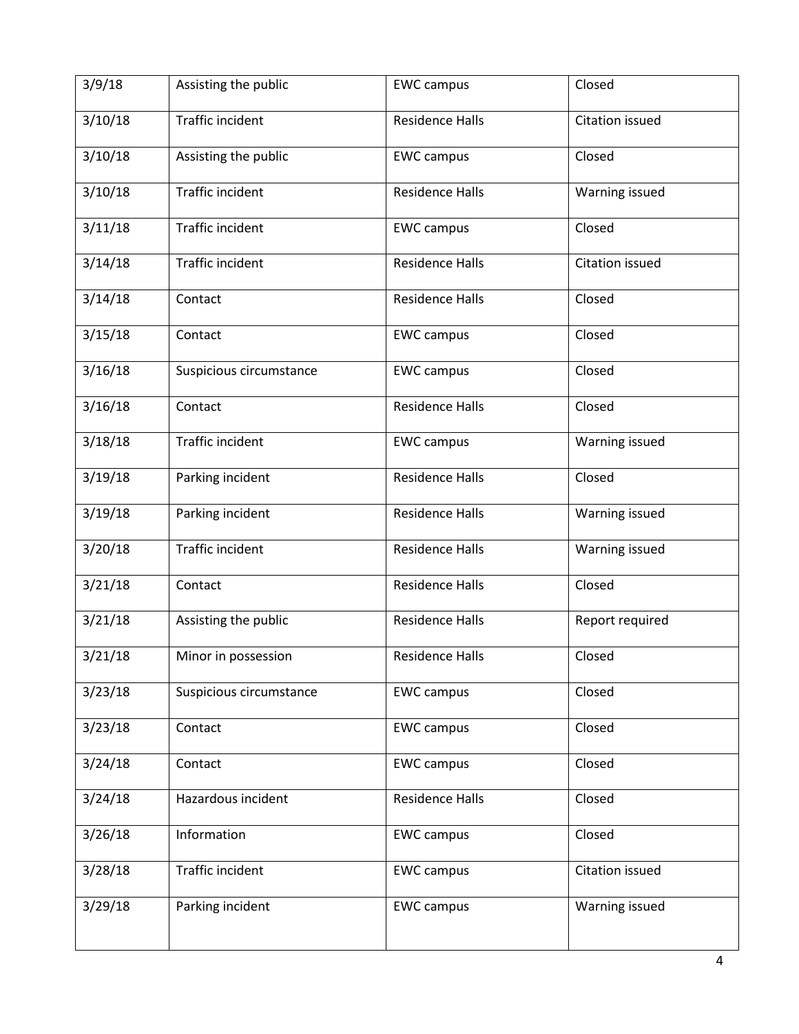| 3/9/18 | Assisting the public | EWC campus | Closed |
|---|---|---|---|
| 3/10/18 | Traffic incident | Residence Halls | Citation issued |
| 3/10/18 | Assisting the public | EWC campus | Closed |
| 3/10/18 | Traffic incident | Residence Halls | Warning issued |
| 3/11/18 | Traffic incident | EWC campus | Closed |
| 3/14/18 | Traffic incident | Residence Halls | Citation issued |
| 3/14/18 | Contact | Residence Halls | Closed |
| 3/15/18 | Contact | EWC campus | Closed |
| 3/16/18 | Suspicious circumstance | EWC campus | Closed |
| 3/16/18 | Contact | Residence Halls | Closed |
| 3/18/18 | Traffic incident | EWC campus | Warning issued |
| 3/19/18 | Parking incident | Residence Halls | Closed |
| 3/19/18 | Parking incident | Residence Halls | Warning issued |
| 3/20/18 | Traffic incident | Residence Halls | Warning issued |
| 3/21/18 | Contact | Residence Halls | Closed |
| 3/21/18 | Assisting the public | Residence Halls | Report required |
| 3/21/18 | Minor in possession | Residence Halls | Closed |
| 3/23/18 | Suspicious circumstance | EWC campus | Closed |
| 3/23/18 | Contact | EWC campus | Closed |
| 3/24/18 | Contact | EWC campus | Closed |
| 3/24/18 | Hazardous incident | Residence Halls | Closed |
| 3/26/18 | Information | EWC campus | Closed |
| 3/28/18 | Traffic incident | EWC campus | Citation issued |
| 3/29/18 | Parking incident | EWC campus | Warning issued |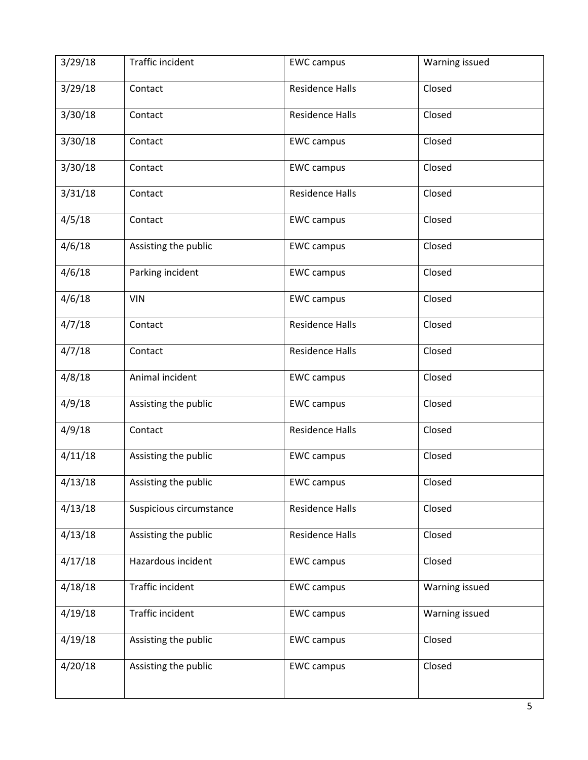| 3/29/18 | Traffic incident | EWC campus | Warning issued |
|---|---|---|---|
| 3/29/18 | Contact | Residence Halls | Closed |
| 3/30/18 | Contact | Residence Halls | Closed |
| 3/30/18 | Contact | EWC campus | Closed |
| 3/30/18 | Contact | EWC campus | Closed |
| 3/31/18 | Contact | Residence Halls | Closed |
| 4/5/18 | Contact | EWC campus | Closed |
| 4/6/18 | Assisting the public | EWC campus | Closed |
| 4/6/18 | Parking incident | EWC campus | Closed |
| 4/6/18 | VIN | EWC campus | Closed |
| 4/7/18 | Contact | Residence Halls | Closed |
| 4/7/18 | Contact | Residence Halls | Closed |
| 4/8/18 | Animal incident | EWC campus | Closed |
| 4/9/18 | Assisting the public | EWC campus | Closed |
| 4/9/18 | Contact | Residence Halls | Closed |
| 4/11/18 | Assisting the public | EWC campus | Closed |
| 4/13/18 | Assisting the public | EWC campus | Closed |
| 4/13/18 | Suspicious circumstance | Residence Halls | Closed |
| 4/13/18 | Assisting the public | Residence Halls | Closed |
| 4/17/18 | Hazardous incident | EWC campus | Closed |
| 4/18/18 | Traffic incident | EWC campus | Warning issued |
| 4/19/18 | Traffic incident | EWC campus | Warning issued |
| 4/19/18 | Assisting the public | EWC campus | Closed |
| 4/20/18 | Assisting the public | EWC campus | Closed |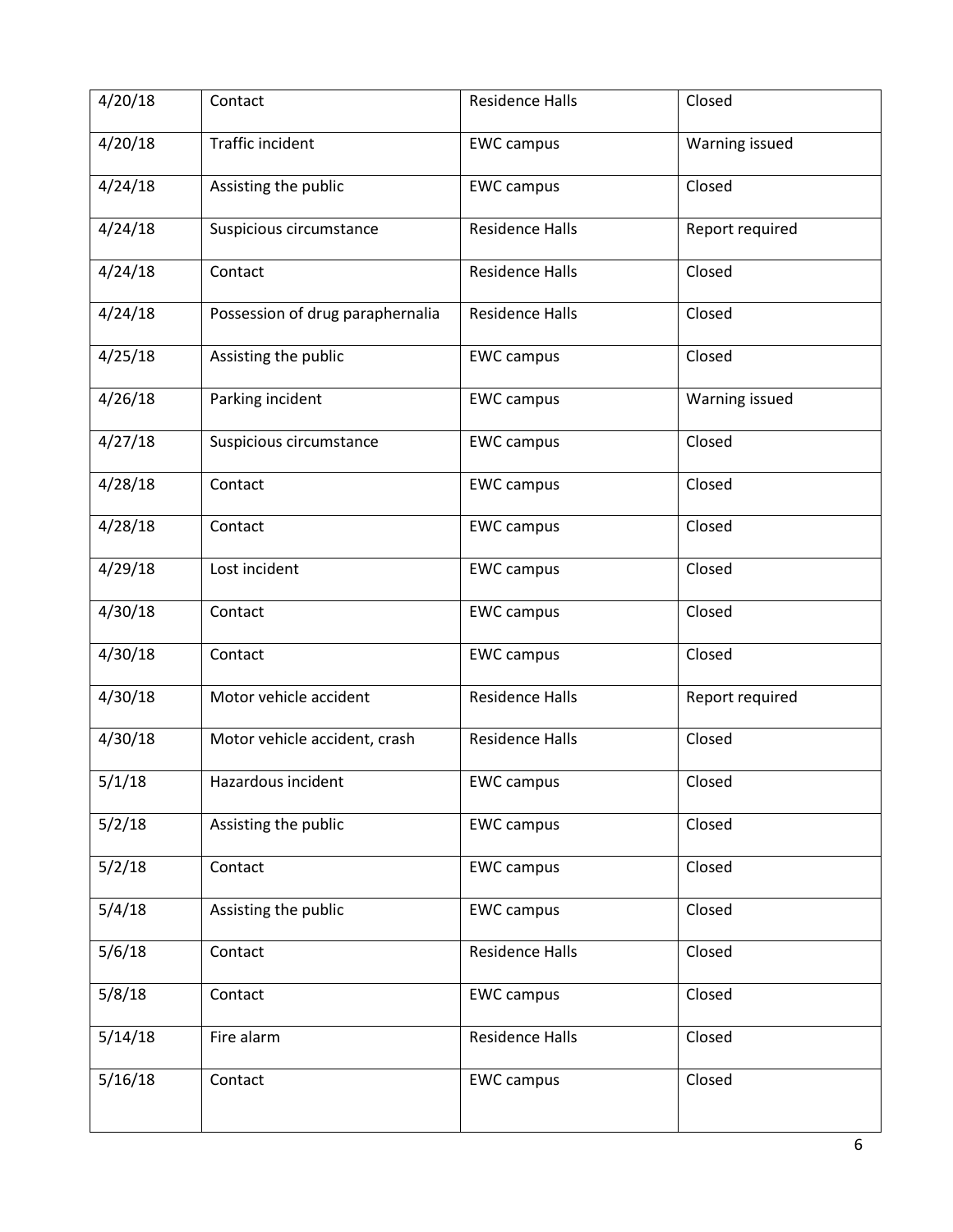| 4/20/18 | Contact | Residence Halls | Closed |
|---|---|---|---|
| 4/20/18 | Traffic incident | EWC campus | Warning issued |
| 4/24/18 | Assisting the public | EWC campus | Closed |
| 4/24/18 | Suspicious circumstance | Residence Halls | Report required |
| 4/24/18 | Contact | Residence Halls | Closed |
| 4/24/18 | Possession of drug paraphernalia | Residence Halls | Closed |
| 4/25/18 | Assisting the public | EWC campus | Closed |
| 4/26/18 | Parking incident | EWC campus | Warning issued |
| 4/27/18 | Suspicious circumstance | EWC campus | Closed |
| 4/28/18 | Contact | EWC campus | Closed |
| 4/28/18 | Contact | EWC campus | Closed |
| 4/29/18 | Lost incident | EWC campus | Closed |
| 4/30/18 | Contact | EWC campus | Closed |
| 4/30/18 | Contact | EWC campus | Closed |
| 4/30/18 | Motor vehicle accident | Residence Halls | Report required |
| 4/30/18 | Motor vehicle accident, crash | Residence Halls | Closed |
| 5/1/18 | Hazardous incident | EWC campus | Closed |
| 5/2/18 | Assisting the public | EWC campus | Closed |
| 5/2/18 | Contact | EWC campus | Closed |
| 5/4/18 | Assisting the public | EWC campus | Closed |
| 5/6/18 | Contact | Residence Halls | Closed |
| 5/8/18 | Contact | EWC campus | Closed |
| 5/14/18 | Fire alarm | Residence Halls | Closed |
| 5/16/18 | Contact | EWC campus | Closed |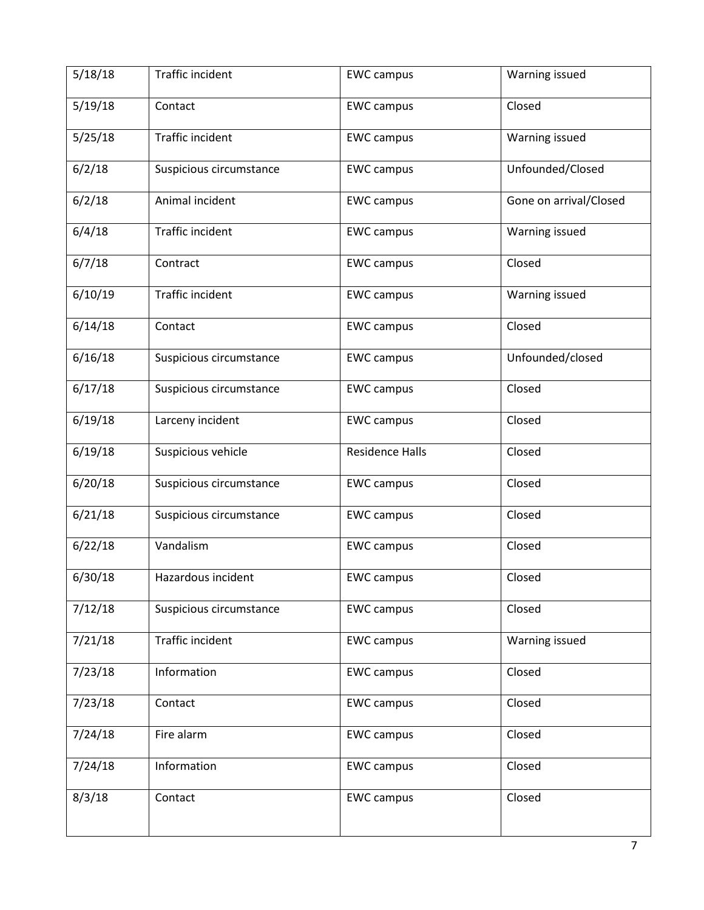| 5/18/18 | Traffic incident | EWC campus | Warning issued |
|---|---|---|---|
| 5/19/18 | Contact | EWC campus | Closed |
| 5/25/18 | Traffic incident | EWC campus | Warning issued |
| 6/2/18 | Suspicious circumstance | EWC campus | Unfounded/Closed |
| 6/2/18 | Animal incident | EWC campus | Gone on arrival/Closed |
| 6/4/18 | Traffic incident | EWC campus | Warning issued |
| 6/7/18 | Contract | EWC campus | Closed |
| 6/10/19 | Traffic incident | EWC campus | Warning issued |
| 6/14/18 | Contact | EWC campus | Closed |
| 6/16/18 | Suspicious circumstance | EWC campus | Unfounded/closed |
| 6/17/18 | Suspicious circumstance | EWC campus | Closed |
| 6/19/18 | Larceny incident | EWC campus | Closed |
| 6/19/18 | Suspicious vehicle | Residence Halls | Closed |
| 6/20/18 | Suspicious circumstance | EWC campus | Closed |
| 6/21/18 | Suspicious circumstance | EWC campus | Closed |
| 6/22/18 | Vandalism | EWC campus | Closed |
| 6/30/18 | Hazardous incident | EWC campus | Closed |
| 7/12/18 | Suspicious circumstance | EWC campus | Closed |
| 7/21/18 | Traffic incident | EWC campus | Warning issued |
| 7/23/18 | Information | EWC campus | Closed |
| 7/23/18 | Contact | EWC campus | Closed |
| 7/24/18 | Fire alarm | EWC campus | Closed |
| 7/24/18 | Information | EWC campus | Closed |
| 8/3/18 | Contact | EWC campus | Closed |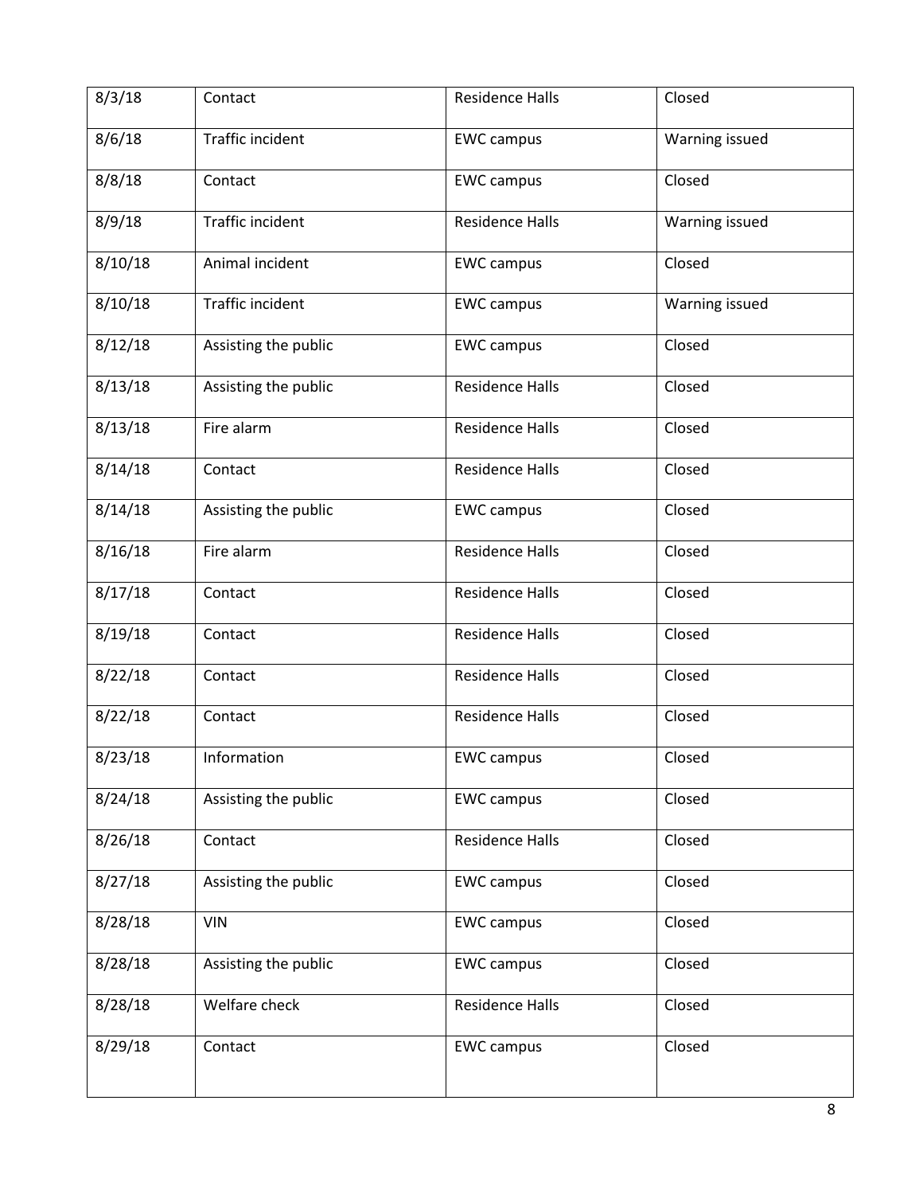| 8/3/18 | Contact | Residence Halls | Closed |
|---|---|---|---|
| 8/6/18 | Traffic incident | EWC campus | Warning issued |
| 8/8/18 | Contact | EWC campus | Closed |
| 8/9/18 | Traffic incident | Residence Halls | Warning issued |
| 8/10/18 | Animal incident | EWC campus | Closed |
| 8/10/18 | Traffic incident | EWC campus | Warning issued |
| 8/12/18 | Assisting the public | EWC campus | Closed |
| 8/13/18 | Assisting the public | Residence Halls | Closed |
| 8/13/18 | Fire alarm | Residence Halls | Closed |
| 8/14/18 | Contact | Residence Halls | Closed |
| 8/14/18 | Assisting the public | EWC campus | Closed |
| 8/16/18 | Fire alarm | Residence Halls | Closed |
| 8/17/18 | Contact | Residence Halls | Closed |
| 8/19/18 | Contact | Residence Halls | Closed |
| 8/22/18 | Contact | Residence Halls | Closed |
| 8/22/18 | Contact | Residence Halls | Closed |
| 8/23/18 | Information | EWC campus | Closed |
| 8/24/18 | Assisting the public | EWC campus | Closed |
| 8/26/18 | Contact | Residence Halls | Closed |
| 8/27/18 | Assisting the public | EWC campus | Closed |
| 8/28/18 | VIN | EWC campus | Closed |
| 8/28/18 | Assisting the public | EWC campus | Closed |
| 8/28/18 | Welfare check | Residence Halls | Closed |
| 8/29/18 | Contact | EWC campus | Closed |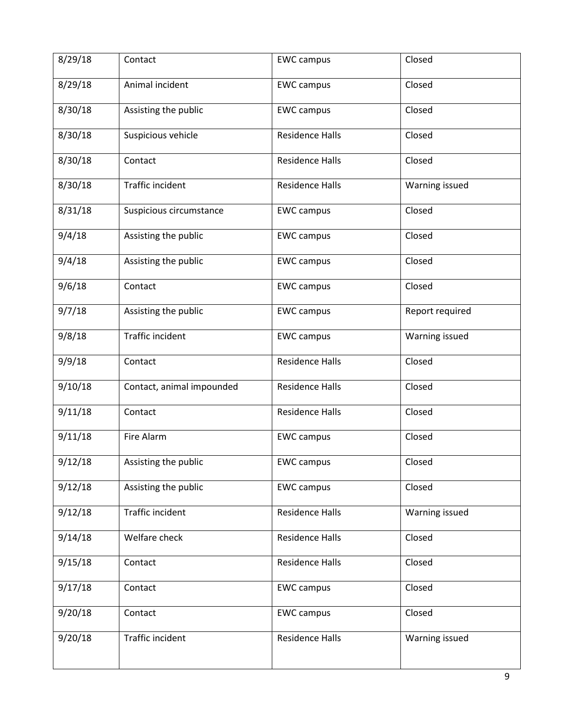| 8/29/18 | Contact | EWC campus | Closed |
|---|---|---|---|
| 8/29/18 | Animal incident | EWC campus | Closed |
| 8/30/18 | Assisting the public | EWC campus | Closed |
| 8/30/18 | Suspicious vehicle | Residence Halls | Closed |
| 8/30/18 | Contact | Residence Halls | Closed |
| 8/30/18 | Traffic incident | Residence Halls | Warning issued |
| 8/31/18 | Suspicious circumstance | EWC campus | Closed |
| 9/4/18 | Assisting the public | EWC campus | Closed |
| 9/4/18 | Assisting the public | EWC campus | Closed |
| 9/6/18 | Contact | EWC campus | Closed |
| 9/7/18 | Assisting the public | EWC campus | Report required |
| 9/8/18 | Traffic incident | EWC campus | Warning issued |
| 9/9/18 | Contact | Residence Halls | Closed |
| 9/10/18 | Contact, animal impounded | Residence Halls | Closed |
| 9/11/18 | Contact | Residence Halls | Closed |
| 9/11/18 | Fire Alarm | EWC campus | Closed |
| 9/12/18 | Assisting the public | EWC campus | Closed |
| 9/12/18 | Assisting the public | EWC campus | Closed |
| 9/12/18 | Traffic incident | Residence Halls | Warning issued |
| 9/14/18 | Welfare check | Residence Halls | Closed |
| 9/15/18 | Contact | Residence Halls | Closed |
| 9/17/18 | Contact | EWC campus | Closed |
| 9/20/18 | Contact | EWC campus | Closed |
| 9/20/18 | Traffic incident | Residence Halls | Warning issued |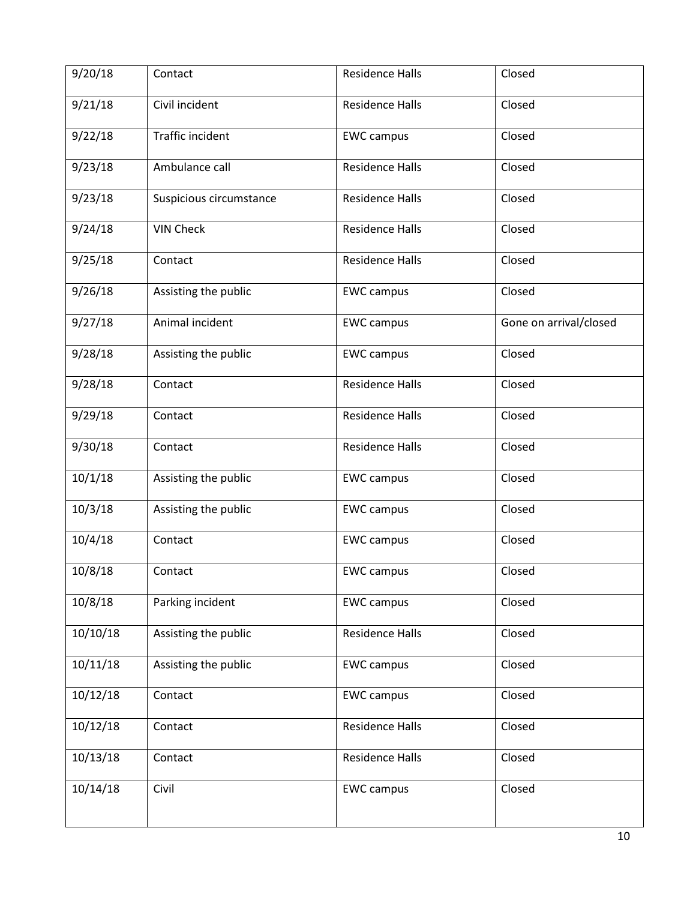| 9/20/18 | Contact | Residence Halls | Closed |
|---|---|---|---|
| 9/21/18 | Civil incident | Residence Halls | Closed |
| 9/22/18 | Traffic incident | EWC campus | Closed |
| 9/23/18 | Ambulance call | Residence Halls | Closed |
| 9/23/18 | Suspicious circumstance | Residence Halls | Closed |
| 9/24/18 | VIN Check | Residence Halls | Closed |
| 9/25/18 | Contact | Residence Halls | Closed |
| 9/26/18 | Assisting the public | EWC campus | Closed |
| 9/27/18 | Animal incident | EWC campus | Gone on arrival/closed |
| 9/28/18 | Assisting the public | EWC campus | Closed |
| 9/28/18 | Contact | Residence Halls | Closed |
| 9/29/18 | Contact | Residence Halls | Closed |
| 9/30/18 | Contact | Residence Halls | Closed |
| 10/1/18 | Assisting the public | EWC campus | Closed |
| 10/3/18 | Assisting the public | EWC campus | Closed |
| 10/4/18 | Contact | EWC campus | Closed |
| 10/8/18 | Contact | EWC campus | Closed |
| 10/8/18 | Parking incident | EWC campus | Closed |
| 10/10/18 | Assisting the public | Residence Halls | Closed |
| 10/11/18 | Assisting the public | EWC campus | Closed |
| 10/12/18 | Contact | EWC campus | Closed |
| 10/12/18 | Contact | Residence Halls | Closed |
| 10/13/18 | Contact | Residence Halls | Closed |
| 10/14/18 | Civil | EWC campus | Closed |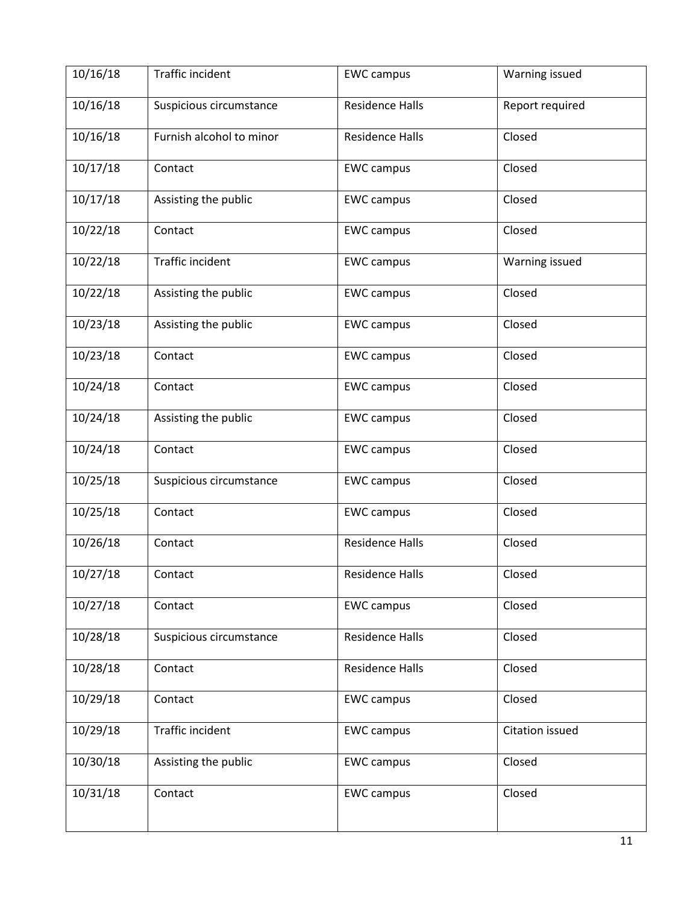| 10/16/18 | Traffic incident | EWC campus | Warning issued |
| --- | --- | --- | --- |
| 10/16/18 | Suspicious circumstance | Residence Halls | Report required |
| 10/16/18 | Furnish alcohol to minor | Residence Halls | Closed |
| 10/17/18 | Contact | EWC campus | Closed |
| 10/17/18 | Assisting the public | EWC campus | Closed |
| 10/22/18 | Contact | EWC campus | Closed |
| 10/22/18 | Traffic incident | EWC campus | Warning issued |
| 10/22/18 | Assisting the public | EWC campus | Closed |
| 10/23/18 | Assisting the public | EWC campus | Closed |
| 10/23/18 | Contact | EWC campus | Closed |
| 10/24/18 | Contact | EWC campus | Closed |
| 10/24/18 | Assisting the public | EWC campus | Closed |
| 10/24/18 | Contact | EWC campus | Closed |
| 10/25/18 | Suspicious circumstance | EWC campus | Closed |
| 10/25/18 | Contact | EWC campus | Closed |
| 10/26/18 | Contact | Residence Halls | Closed |
| 10/27/18 | Contact | Residence Halls | Closed |
| 10/27/18 | Contact | EWC campus | Closed |
| 10/28/18 | Suspicious circumstance | Residence Halls | Closed |
| 10/28/18 | Contact | Residence Halls | Closed |
| 10/29/18 | Contact | EWC campus | Closed |
| 10/29/18 | Traffic incident | EWC campus | Citation issued |
| 10/30/18 | Assisting the public | EWC campus | Closed |
| 10/31/18 | Contact | EWC campus | Closed |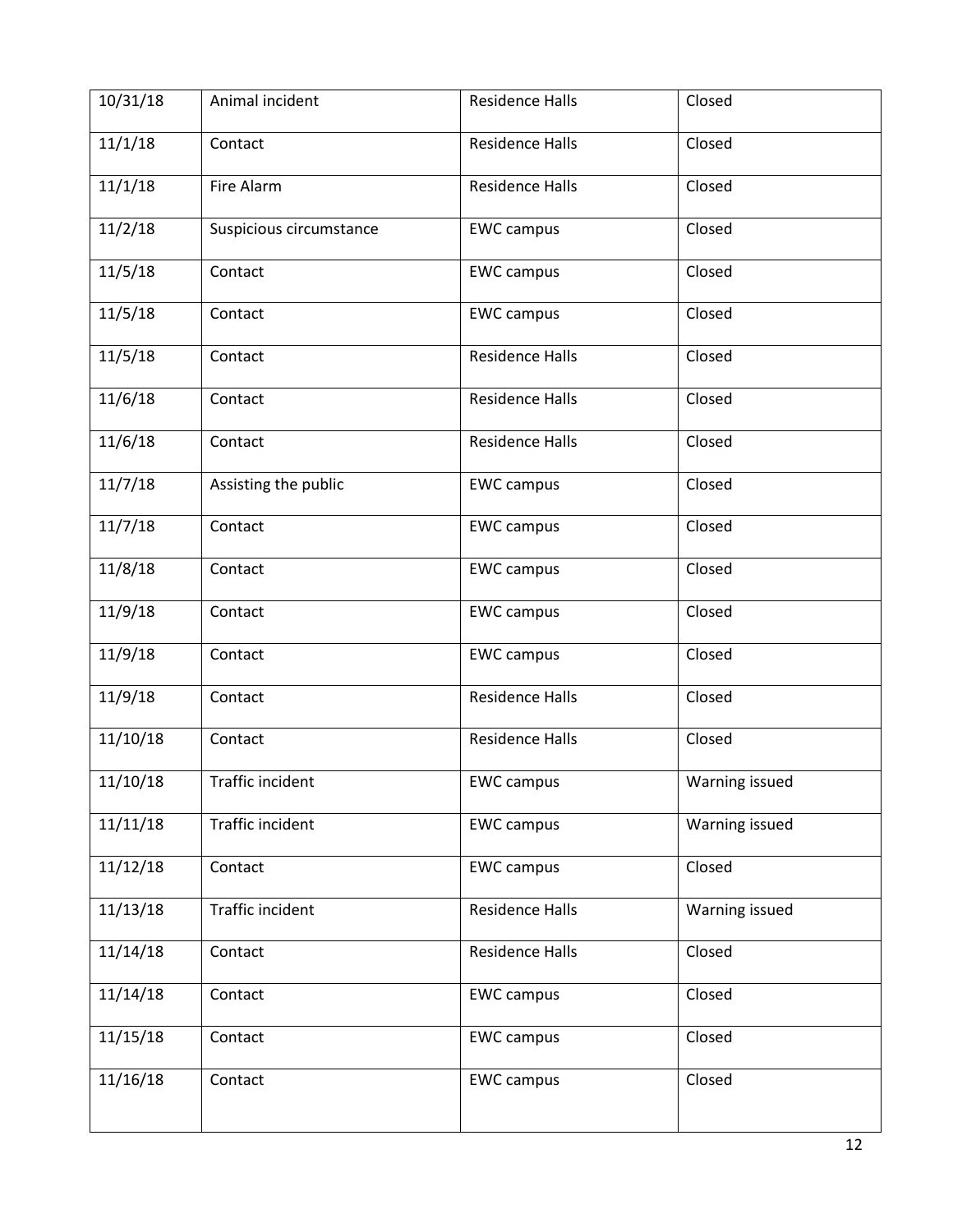| 10/31/18 | Animal incident | Residence Halls | Closed |
|---|---|---|---|
| 11/1/18 | Contact | Residence Halls | Closed |
| 11/1/18 | Fire Alarm | Residence Halls | Closed |
| 11/2/18 | Suspicious circumstance | EWC campus | Closed |
| 11/5/18 | Contact | EWC campus | Closed |
| 11/5/18 | Contact | EWC campus | Closed |
| 11/5/18 | Contact | Residence Halls | Closed |
| 11/6/18 | Contact | Residence Halls | Closed |
| 11/6/18 | Contact | Residence Halls | Closed |
| 11/7/18 | Assisting the public | EWC campus | Closed |
| 11/7/18 | Contact | EWC campus | Closed |
| 11/8/18 | Contact | EWC campus | Closed |
| 11/9/18 | Contact | EWC campus | Closed |
| 11/9/18 | Contact | EWC campus | Closed |
| 11/9/18 | Contact | Residence Halls | Closed |
| 11/10/18 | Contact | Residence Halls | Closed |
| 11/10/18 | Traffic incident | EWC campus | Warning issued |
| 11/11/18 | Traffic incident | EWC campus | Warning issued |
| 11/12/18 | Contact | EWC campus | Closed |
| 11/13/18 | Traffic incident | Residence Halls | Warning issued |
| 11/14/18 | Contact | Residence Halls | Closed |
| 11/14/18 | Contact | EWC campus | Closed |
| 11/15/18 | Contact | EWC campus | Closed |
| 11/16/18 | Contact | EWC campus | Closed |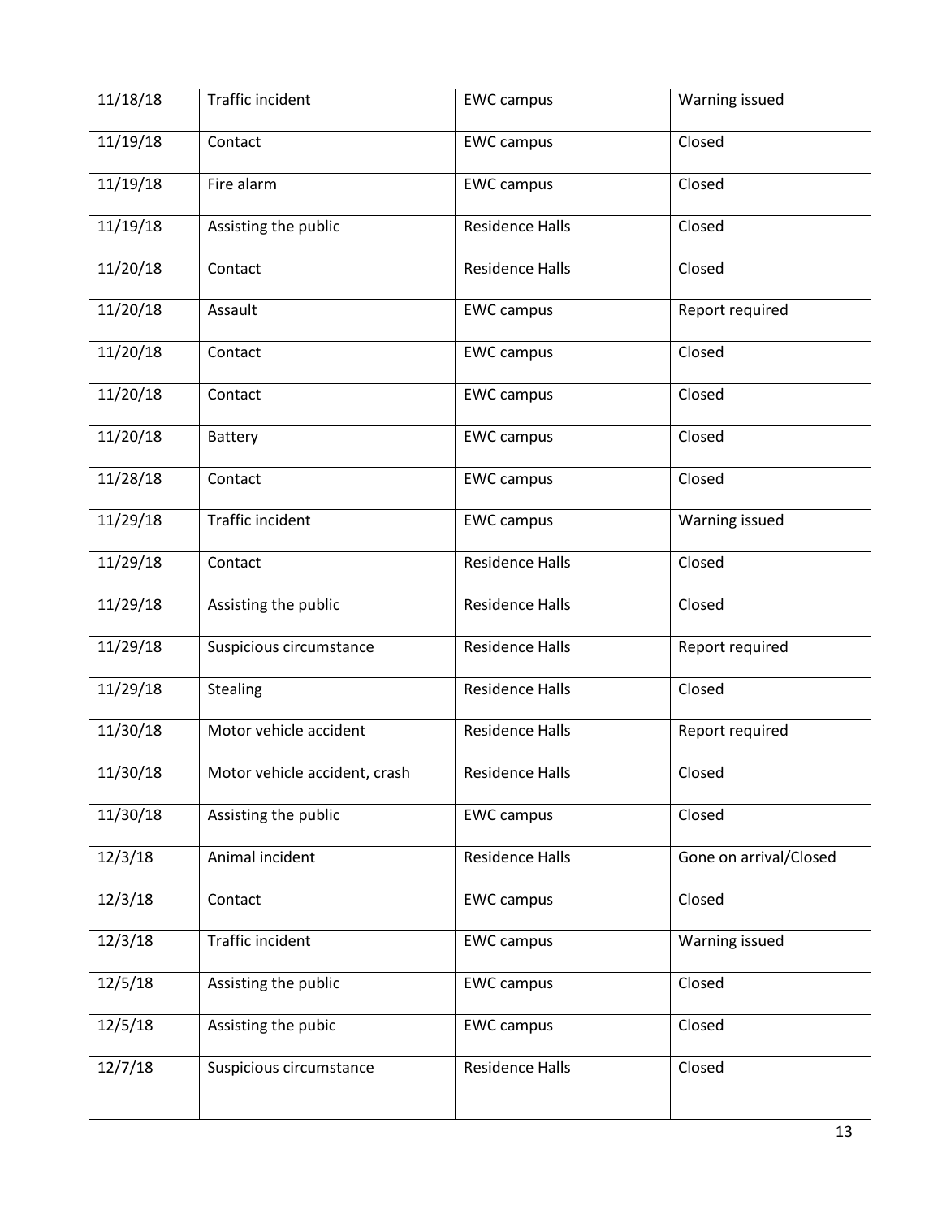| 11/18/18 | Traffic incident | EWC campus | Warning issued |
|---|---|---|---|
| 11/19/18 | Contact | EWC campus | Closed |
| 11/19/18 | Fire alarm | EWC campus | Closed |
| 11/19/18 | Assisting the public | Residence Halls | Closed |
| 11/20/18 | Contact | Residence Halls | Closed |
| 11/20/18 | Assault | EWC campus | Report required |
| 11/20/18 | Contact | EWC campus | Closed |
| 11/20/18 | Contact | EWC campus | Closed |
| 11/20/18 | Battery | EWC campus | Closed |
| 11/28/18 | Contact | EWC campus | Closed |
| 11/29/18 | Traffic incident | EWC campus | Warning issued |
| 11/29/18 | Contact | Residence Halls | Closed |
| 11/29/18 | Assisting the public | Residence Halls | Closed |
| 11/29/18 | Suspicious circumstance | Residence Halls | Report required |
| 11/29/18 | Stealing | Residence Halls | Closed |
| 11/30/18 | Motor vehicle accident | Residence Halls | Report required |
| 11/30/18 | Motor vehicle accident, crash | Residence Halls | Closed |
| 11/30/18 | Assisting the public | EWC campus | Closed |
| 12/3/18 | Animal incident | Residence Halls | Gone on arrival/Closed |
| 12/3/18 | Contact | EWC campus | Closed |
| 12/3/18 | Traffic incident | EWC campus | Warning issued |
| 12/5/18 | Assisting the public | EWC campus | Closed |
| 12/5/18 | Assisting the pubic | EWC campus | Closed |
| 12/7/18 | Suspicious circumstance | Residence Halls | Closed |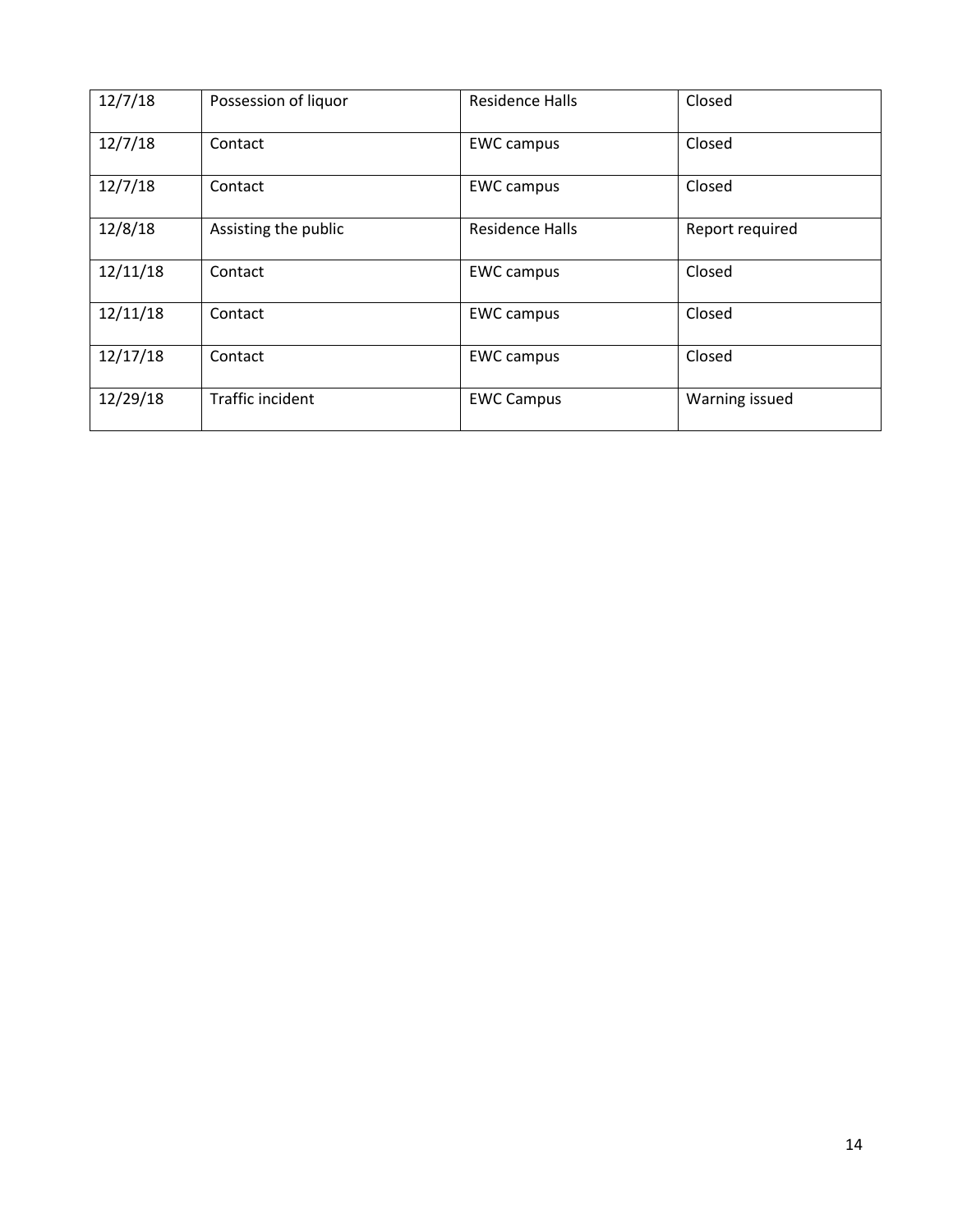| | | | |
|---|---|---|---|
| 12/7/18 | Possession of liquor | Residence Halls | Closed |
| 12/7/18 | Contact | EWC campus | Closed |
| 12/7/18 | Contact | EWC campus | Closed |
| 12/8/18 | Assisting the public | Residence Halls | Report required |
| 12/11/18 | Contact | EWC campus | Closed |
| 12/11/18 | Contact | EWC campus | Closed |
| 12/17/18 | Contact | EWC campus | Closed |
| 12/29/18 | Traffic incident | EWC Campus | Warning issued |